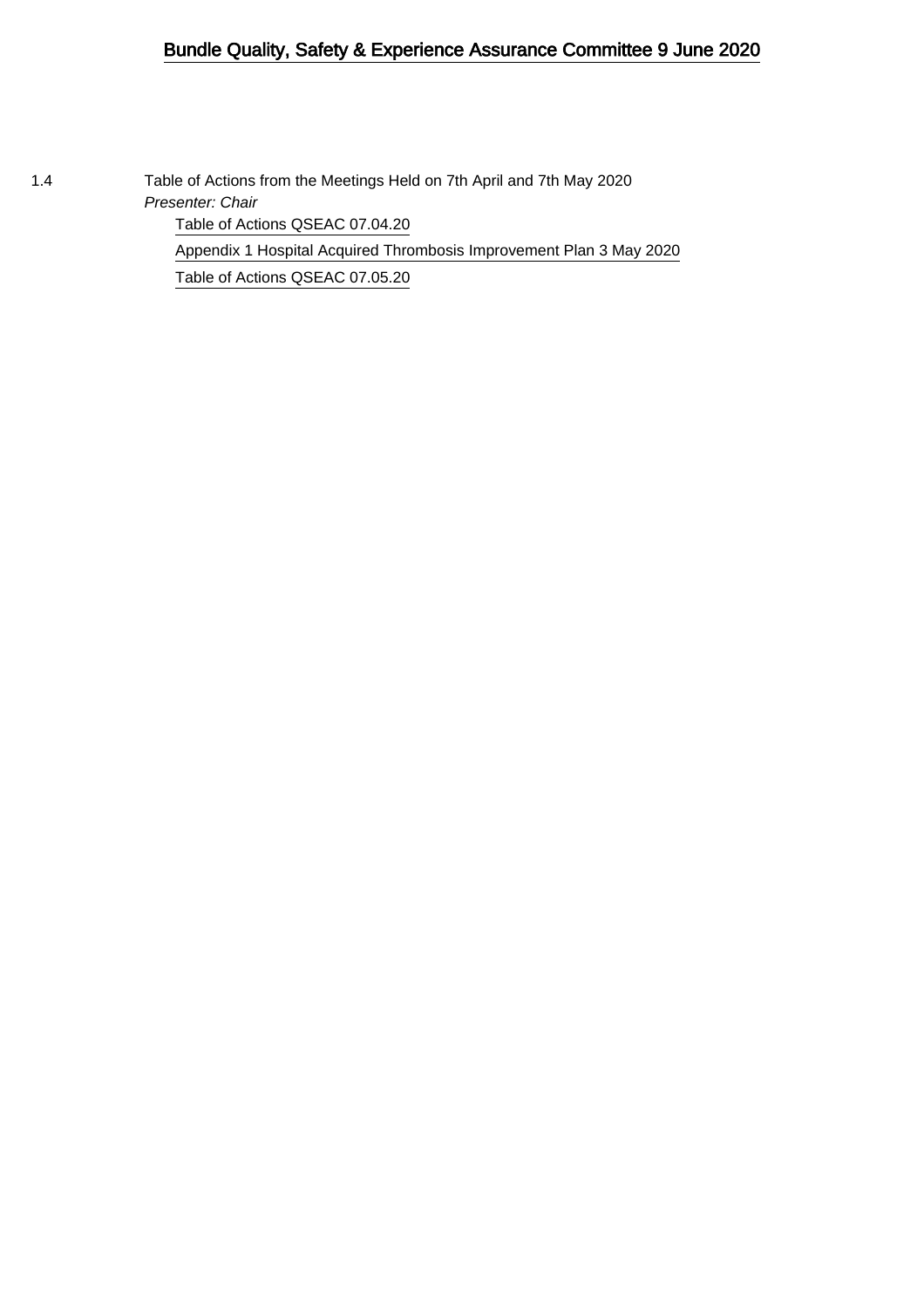# Bundle Quality, Safety & Experience Assurance Committee 9 June 2020

1.4 Table of Actions from the Meetings Held on 7th April and 7th May 2020

*Presenter: Chair*

- Table of Actions QSEAC 07.04.20
- Appendix 1 Hospital Acquired Thrombosis Improvement Plan 3 May 2020
- Table of Actions QSEAC 07.05.20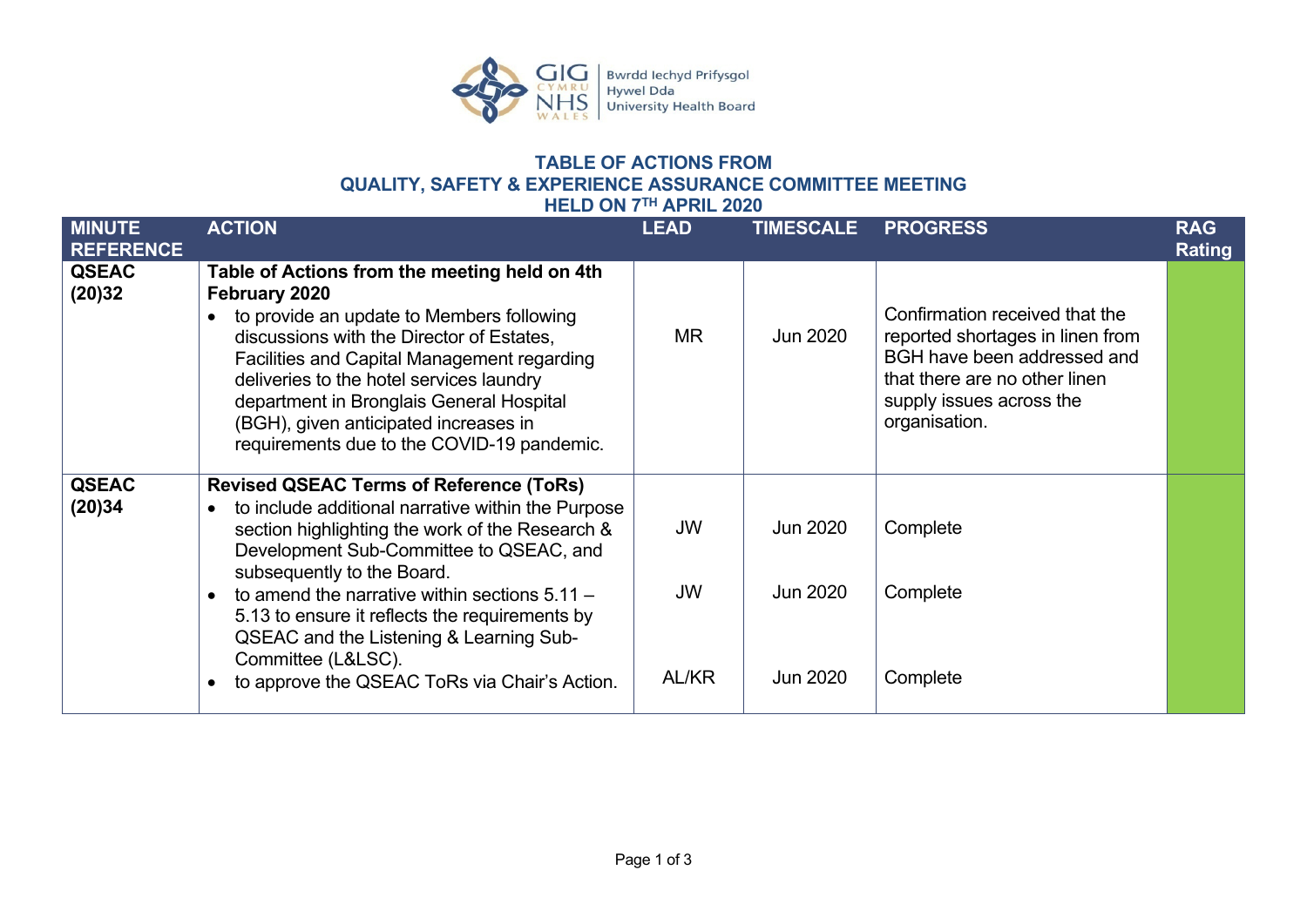## TABLE OF ACTIONS FROM QUALITY, SAFETY & EXPERIENCE ASSURANCE COMMITTEE MEETING HELD ON 7TH APRIL 2020

| MINUTE REFERENCE | ACTION | LEAD | TIMESCALE | PROGRESS | RAG Rating |
|---|---|---|---|---|---|
| **QSEAC (20)32** | **Table of Actions from the meeting held on 4th February 2020**<br>• to provide an update to Members following discussions with the Director of Estates, Facilities and Capital Management regarding deliveries to the hotel services laundry department in Bronglais General Hospital (BGH), given anticipated increases in requirements due to the COVID-19 pandemic. | MR | Jun 2020 | Confirmation received that the reported shortages in linen from BGH have been addressed and that there are no other linen supply issues across the organisation. | |
| **QSEAC (20)34** | **Revised QSEAC Terms of Reference (ToRs)**<br>• to include additional narrative within the Purpose section highlighting the work of the Research & Development Sub-Committee to QSEAC, and subsequently to the Board.<br>• to amend the narrative within sections 5.11 – 5.13 to ensure it reflects the requirements by QSEAC and the Listening & Learning Sub-Committee (L&LSC).<br>• to approve the QSEAC ToRs via Chair's Action. | JW<br><br>JW<br><br>AL/KR | Jun 2020<br><br>Jun 2020<br><br>Jun 2020 | Complete<br><br>Complete<br><br>Complete | |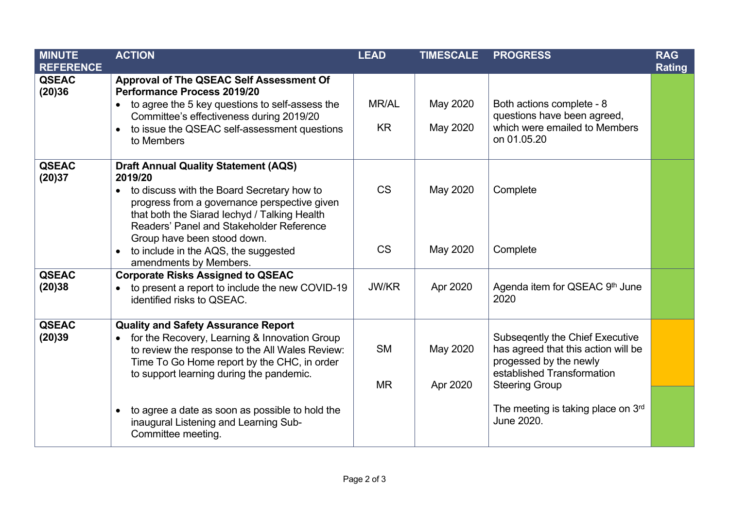| MINUTE REFERENCE | ACTION | LEAD | TIMESCALE | PROGRESS | RAG Rating |
|---|---|---|---|---|---|
| QSEAC (20)36 | **Approval of The QSEAC Self Assessment Of Performance Process 2019/20**<br>• to agree the 5 key questions to self-assess the Committee's effectiveness during 2019/20<br>• to issue the QSEAC self-assessment questions to Members | MR/AL<br><br>KR | May 2020<br><br>May 2020 | Both actions complete - 8 questions have been agreed, which were emailed to Members on 01.05.20 | |
| QSEAC (20)37 | **Draft Annual Quality Statement (AQS) 2019/20**<br>• to discuss with the Board Secretary how to progress from a governance perspective given that both the Siarad Iechyd / Talking Health Readers' Panel and Stakeholder Reference Group have been stood down.<br>• to include in the AQS, the suggested amendments by Members. | CS<br><br>CS | May 2020<br><br>May 2020 | Complete<br><br>Complete | |
| QSEAC (20)38 | **Corporate Risks Assigned to QSEAC**<br>• to present a report to include the new COVID-19 identified risks to QSEAC. | JW/KR | Apr 2020 | Agenda item for QSEAC 9th June 2020 | |
| QSEAC (20)39 | **Quality and Safety Assurance Report**<br>• for the Recovery, Learning & Innovation Group to review the response to the All Wales Review: Time To Go Home report by the CHC, in order to support learning during the pandemic.<br><br>• to agree a date as soon as possible to hold the inaugural Listening and Learning Sub-Committee meeting. | SM<br><br>MR | May 2020<br><br>Apr 2020 | Subseqently the Chief Executive has agreed that this action will be progessed by the newly established Transformation Steering Group<br><br>The meeting is taking place on 3rd June 2020. | |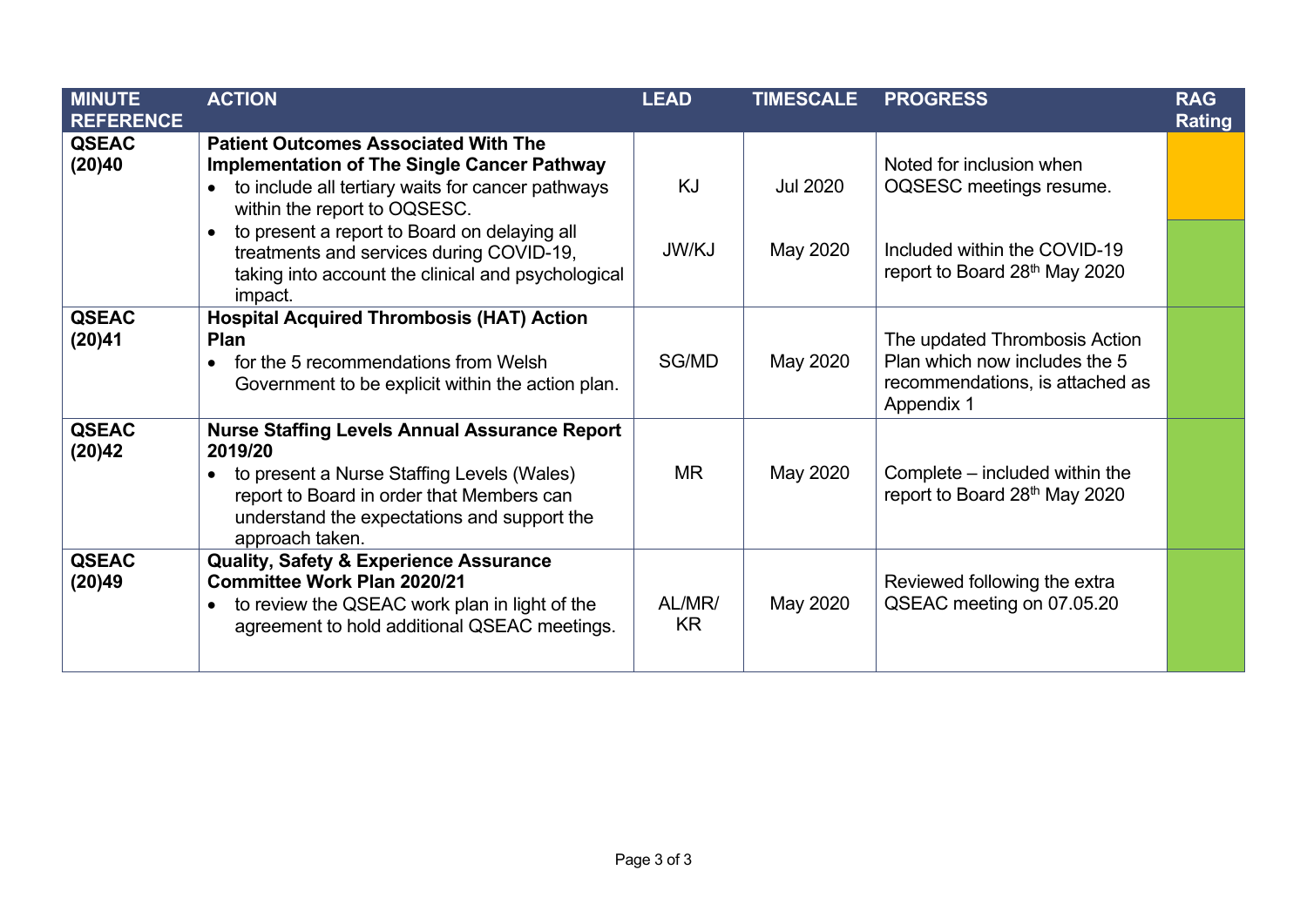| MINUTE REFERENCE | ACTION | LEAD | TIMESCALE | PROGRESS | RAG Rating |
|---|---|---|---|---|---|
| **QSEAC (20)40** | **Patient Outcomes Associated With The Implementation of The Single Cancer Pathway**<br>• to include all tertiary waits for cancer pathways within the report to OQSESC. | KJ | Jul 2020 | Noted for inclusion when OQSESC meetings resume. | |
| | • to present a report to Board on delaying all treatments and services during COVID-19, taking into account the clinical and psychological impact. | JW/KJ | May 2020 | Included within the COVID-19 report to Board 28th May 2020 | |
| **QSEAC (20)41** | **Hospital Acquired Thrombosis (HAT) Action Plan**<br>• for the 5 recommendations from Welsh Government to be explicit within the action plan. | SG/MD | May 2020 | The updated Thrombosis Action Plan which now includes the 5 recommendations, is attached as Appendix 1 | |
| **QSEAC (20)42** | **Nurse Staffing Levels Annual Assurance Report 2019/20**<br>• to present a Nurse Staffing Levels (Wales) report to Board in order that Members can understand the expectations and support the approach taken. | MR | May 2020 | Complete – included within the report to Board 28th May 2020 | |
| **QSEAC (20)49** | **Quality, Safety & Experience Assurance Committee Work Plan 2020/21**<br>• to review the QSEAC work plan in light of the agreement to hold additional QSEAC meetings. | AL/MR/KR | May 2020 | Reviewed following the extra QSEAC meeting on 07.05.20 | |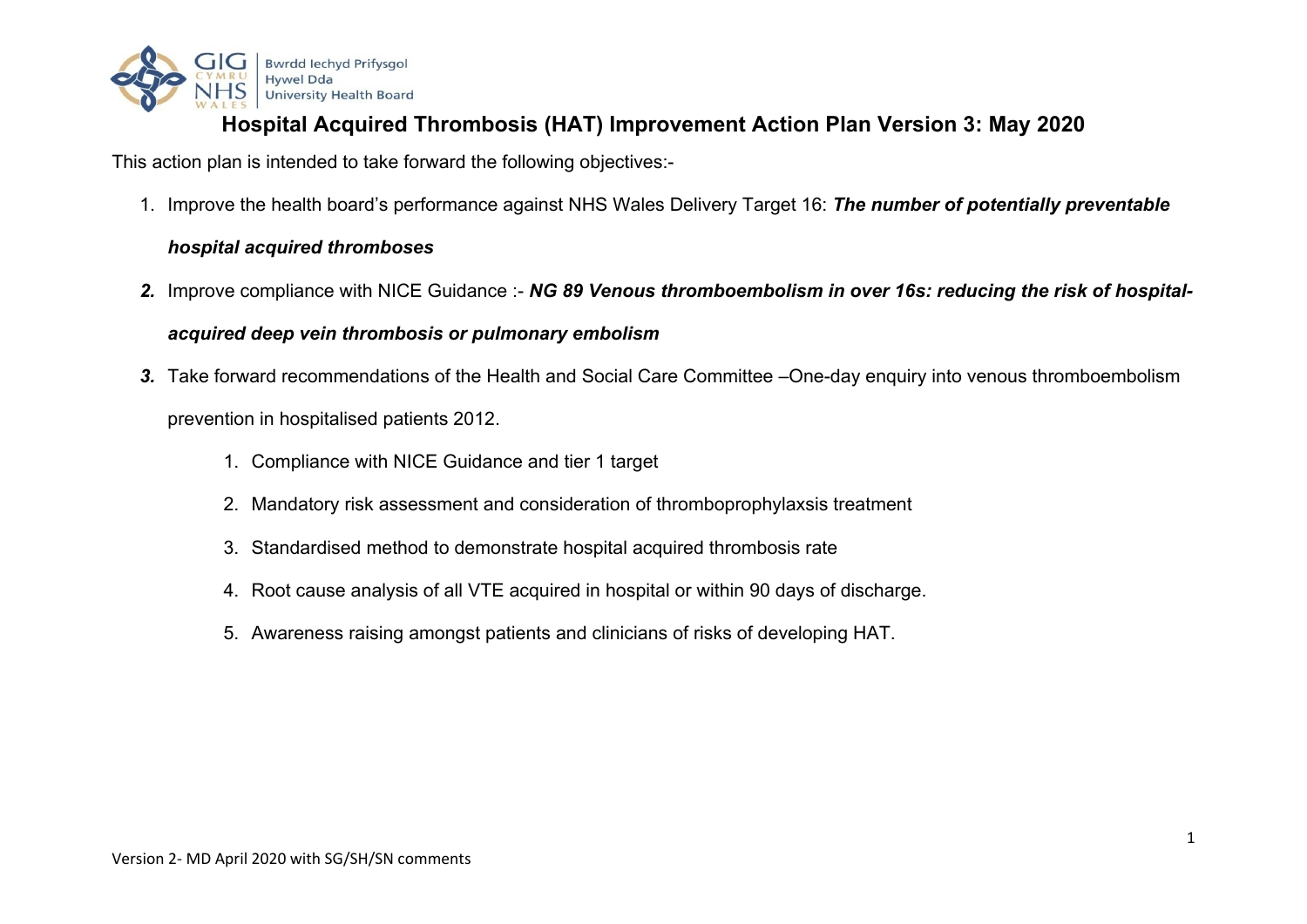# Hospital Acquired Thrombosis (HAT) Improvement Action Plan Version 3: May 2020

This action plan is intended to take forward the following objectives:-

1. Improve the health board's performance against NHS Wales Delivery Target 16: ***The number of potentially preventable hospital acquired thromboses***
2. Improve compliance with NICE Guidance :- ***NG 89 Venous thromboembolism in over 16s: reducing the risk of hospital-acquired deep vein thrombosis or pulmonary embolism***
3. Take forward recommendations of the Health and Social Care Committee –One-day enquiry into venous thromboembolism prevention in hospitalised patients 2012.
    1. Compliance with NICE Guidance and tier 1 target
    2. Mandatory risk assessment and consideration of thromboprophylaxsis treatment
    3. Standardised method to demonstrate hospital acquired thrombosis rate
    4. Root cause analysis of all VTE acquired in hospital or within 90 days of discharge.
    5. Awareness raising amongst patients and clinicians of risks of developing HAT.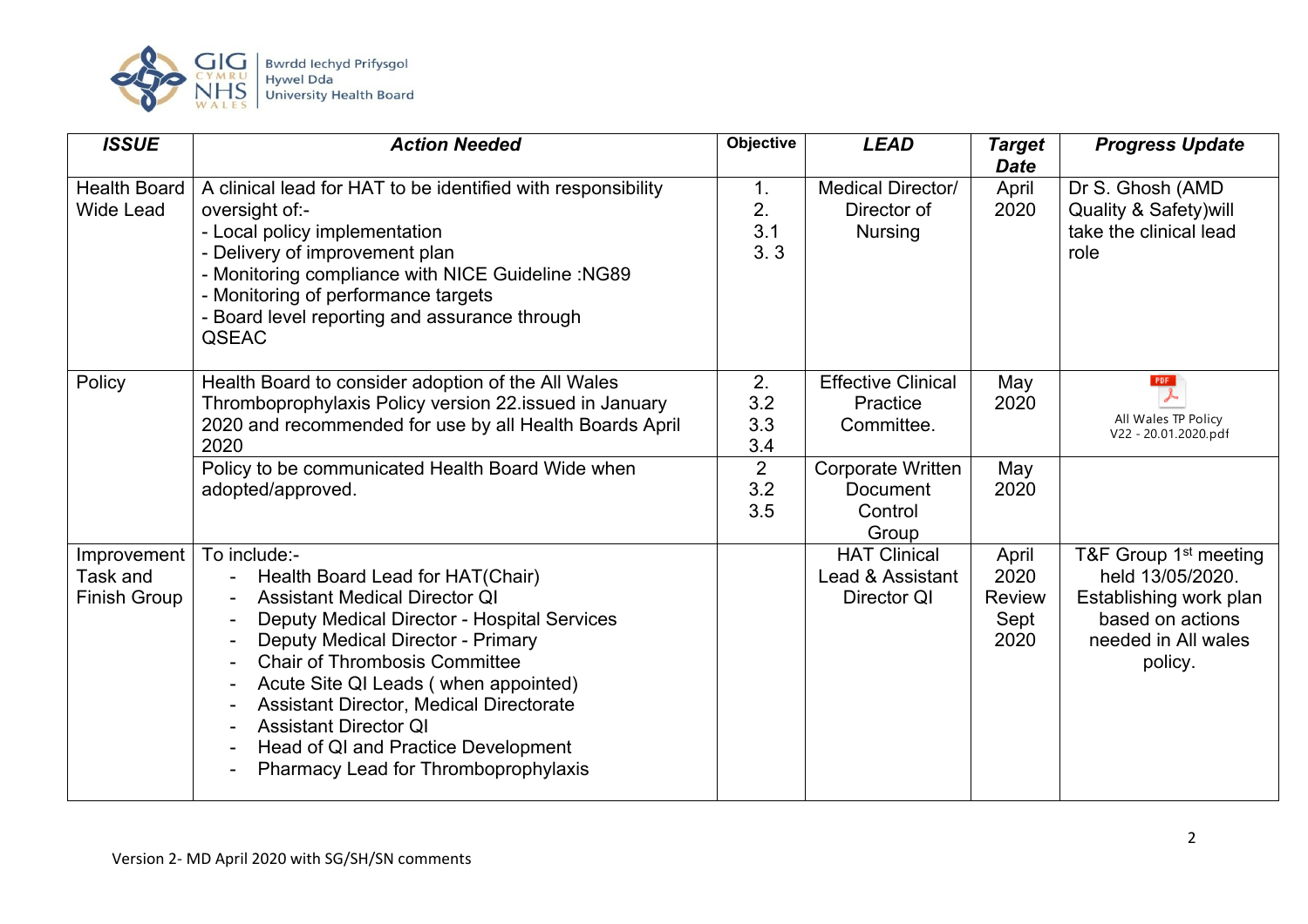| ISSUE | Action Needed | Objective | LEAD | Target Date | Progress Update |
|---|---|---|---|---|---|
| Health Board Wide Lead | A clinical lead for HAT to be identified with responsibility oversight of:-<br>- Local policy implementation<br>- Delivery of improvement plan<br>- Monitoring compliance with NICE Guideline :NG89<br>- Monitoring of performance targets<br>- Board level reporting and assurance through QSEAC | 1.<br>2.<br>3.1<br>3. 3 | Medical Director/ Director of Nursing | April 2020 | Dr S. Ghosh (AMD Quality & Safety)will take the clinical lead role |
| Policy | Health Board to consider adoption of the All Wales Thromboprophylaxis Policy version 22.issued in January 2020 and recommended for use by all Health Boards April 2020 | 2.<br>3.2<br>3.3<br>3.4 | Effective Clinical Practice Committee. | May 2020 | All Wales TP Policy V22 - 20.01.2020.pdf |
| | Policy to be communicated Health Board Wide when adopted/approved. | 2<br>3.2<br>3.5 | Corporate Written Document Control Group | May 2020 | |
| Improvement Task and Finish Group | To include:-<br>- Health Board Lead for HAT(Chair)<br>- Assistant Medical Director QI<br>- Deputy Medical Director - Hospital Services<br>- Deputy Medical Director - Primary<br>- Chair of Thrombosis Committee<br>- Acute Site QI Leads ( when appointed)<br>- Assistant Director, Medical Directorate<br>- Assistant Director QI<br>- Head of QI and Practice Development<br>- Pharmacy Lead for Thromboprophylaxis | | HAT Clinical Lead & Assistant Director QI | April 2020 Review Sept 2020 | T&F Group 1st meeting held 13/05/2020. Establishing work plan based on actions needed in All wales policy. |

Version 2- MD April 2020 with SG/SH/SN comments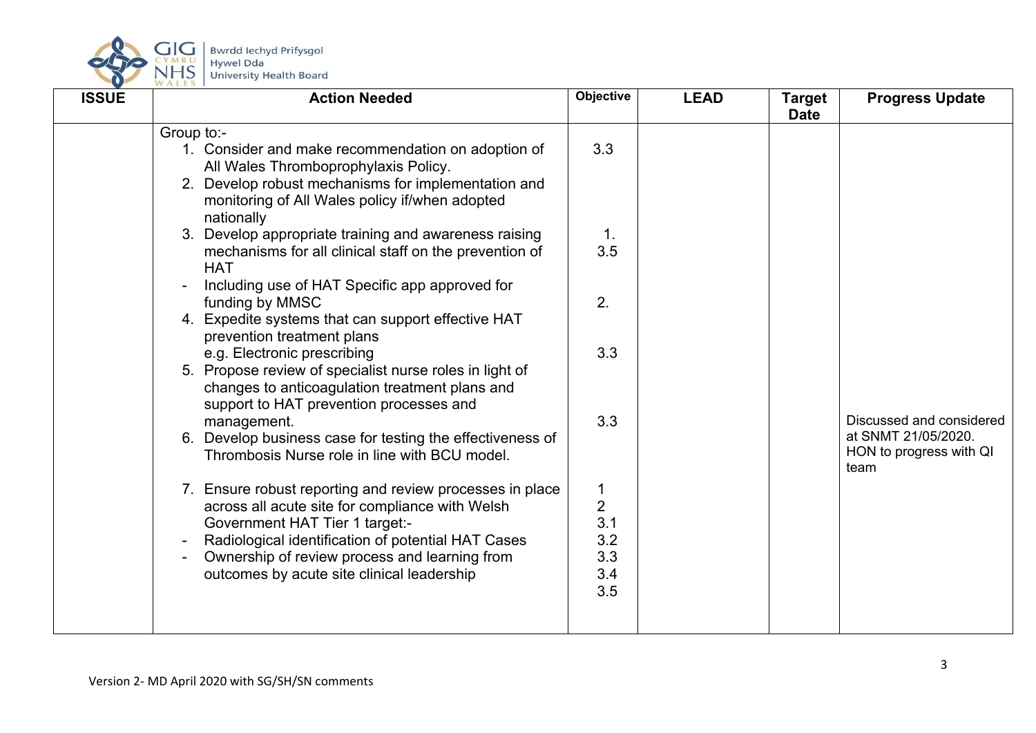| ISSUE | Action Needed | Objective | LEAD | Target Date | Progress Update |
|---|---|---|---|---|---|
| | Group to:-<br>1. Consider and make recommendation on adoption of All Wales Thromboprophylaxis Policy.<br>2. Develop robust mechanisms for implementation and monitoring of All Wales policy if/when adopted nationally<br>3. Develop appropriate training and awareness raising mechanisms for all clinical staff on the prevention of HAT<br>- Including use of HAT Specific app approved for funding by MMSC<br>4. Expedite systems that can support effective HAT prevention treatment plans e.g. Electronic prescribing<br>5. Propose review of specialist nurse roles in light of changes to anticoagulation treatment plans and support to HAT prevention processes and management.<br>6. Develop business case for testing the effectiveness of Thrombosis Nurse role in line with BCU model.<br>7. Ensure robust reporting and review processes in place across all acute site for compliance with Welsh Government HAT Tier 1 target:-<br>- Radiological identification of potential HAT Cases<br>- Ownership of review process and learning from outcomes by acute site clinical leadership | 3.3<br>1. 3.5<br>2.<br>3.3<br>3.3<br>1<br>2<br>3.1<br>3.2<br>3.3<br>3.4<br>3.5 | | | Discussed and considered at SNMT 21/05/2020. HON to progress with QI team |

Version 2- MD April 2020 with SG/SH/SN comments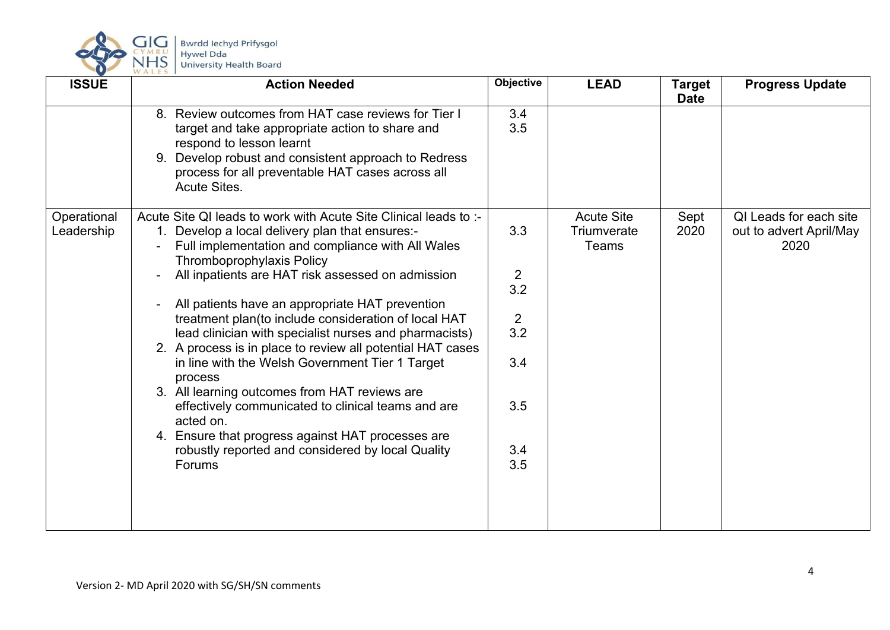| ISSUE | Action Needed | Objective | LEAD | Target Date | Progress Update |
|---|---|---|---|---|---|
| | 8. Review outcomes from HAT case reviews for Tier I target and take appropriate action to share and respond to lesson learnt<br>9. Develop robust and consistent approach to Redress process for all preventable HAT cases across all Acute Sites. | 3.4<br>3.5 | | | |
| Operational Leadership | Acute Site QI leads to work with Acute Site Clinical leads to :-<br>1. Develop a local delivery plan that ensures:-<br>- Full implementation and compliance with All Wales Thromboprophylaxis Policy<br>- All inpatients are HAT risk assessed on admission<br>- All patients have an appropriate HAT prevention treatment plan(to include consideration of local HAT lead clinician with specialist nurses and pharmacists)<br>2. A process is in place to review all potential HAT cases in line with the Welsh Government Tier 1 Target process<br>3. All learning outcomes from HAT reviews are effectively communicated to clinical teams and are acted on.<br>4. Ensure that progress against HAT processes are robustly reported and considered by local Quality Forums | 3.3<br><br>2<br>3.2<br><br>2<br>3.2<br><br>3.4<br><br>3.5<br><br>3.4<br>3.5 | Acute Site Triumverate Teams | Sept 2020 | QI Leads for each site out to advert April/May 2020 |

Version 2- MD April 2020 with SG/SH/SN comments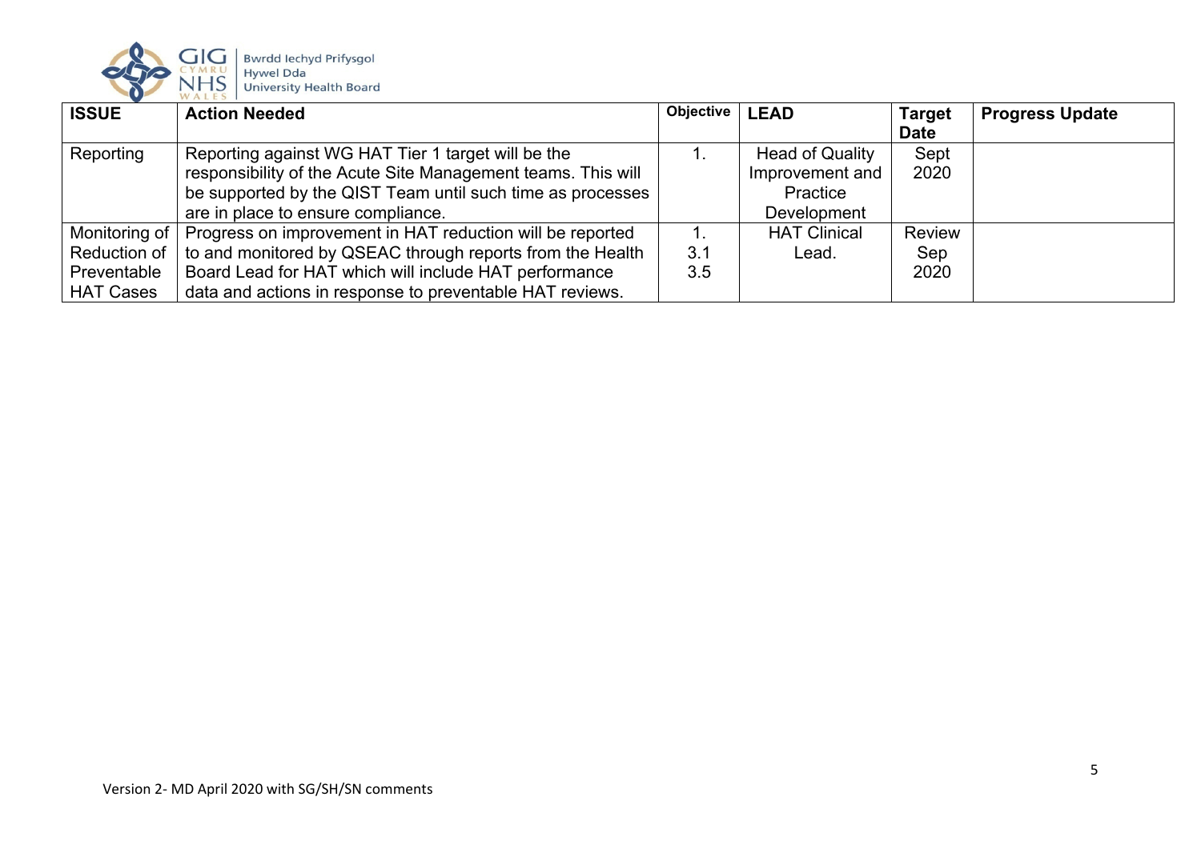| ISSUE | Action Needed | Objective | LEAD | Target Date | Progress Update |
|---|---|---|---|---|---|
| Reporting | Reporting against WG HAT Tier 1 target will be the responsibility of the Acute Site Management teams. This will be supported by the QIST Team until such time as processes are in place to ensure compliance. | 1. | Head of Quality Improvement and Practice Development | Sept 2020 | |
| Monitoring of Reduction of Preventable HAT Cases | Progress on improvement in HAT reduction will be reported to and monitored by QSEAC through reports from the Health Board Lead for HAT which will include HAT performance data and actions in response to preventable HAT reviews. | 1. 3.1 3.5 | HAT Clinical Lead. | Review Sep 2020 | |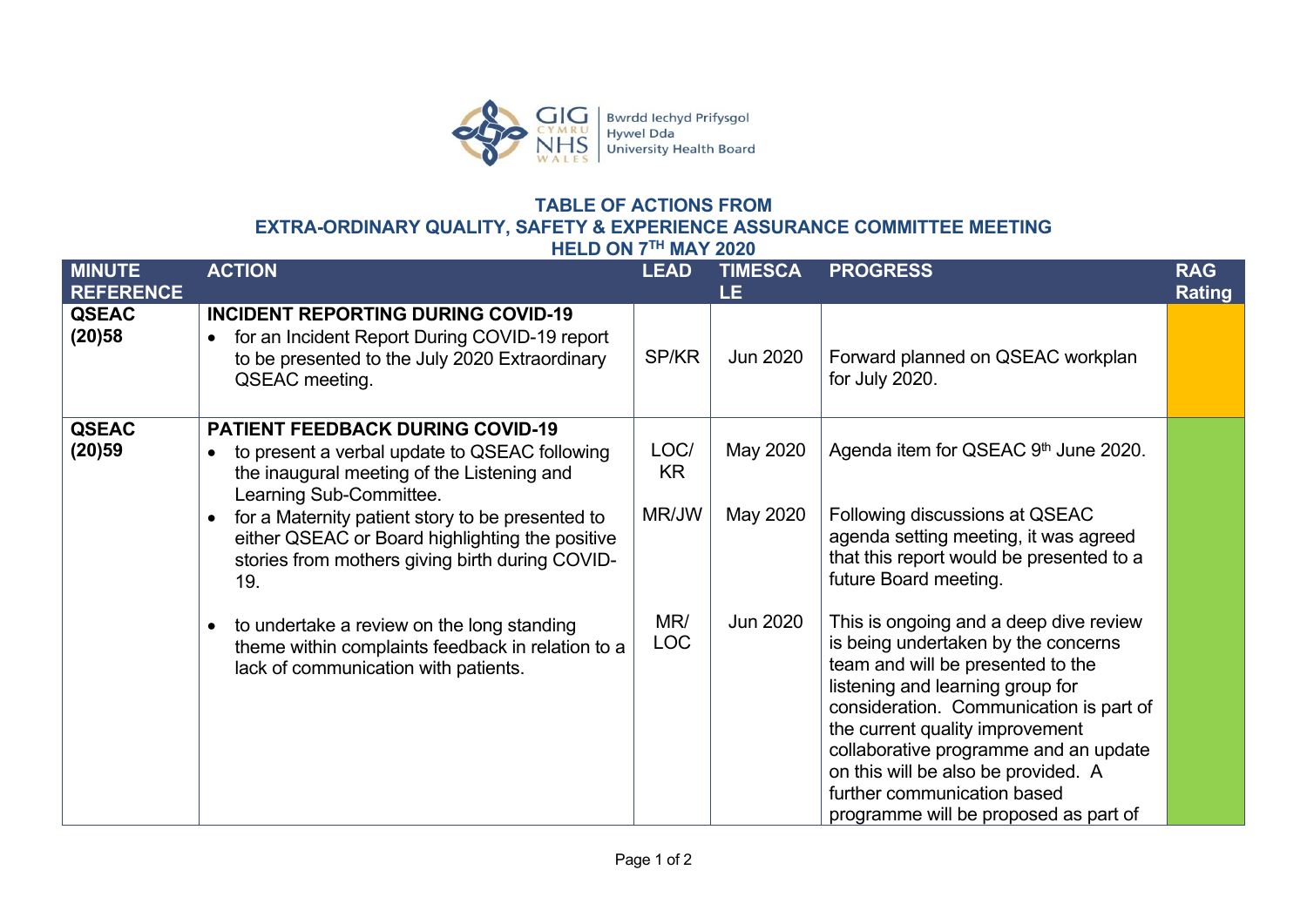Bwrdd Iechyd Prifysgol Hywel Dda University Health Board

## TABLE OF ACTIONS FROM EXTRA-ORDINARY QUALITY, SAFETY & EXPERIENCE ASSURANCE COMMITTEE MEETING HELD ON 7TH MAY 2020

| MINUTE REFERENCE | ACTION | LEAD | TIMESCALE | PROGRESS | RAG Rating |
|---|---|---|---|---|---|
| QSEAC (20)58 | **INCIDENT REPORTING DURING COVID-19**<br>• for an Incident Report During COVID-19 report to be presented to the July 2020 Extraordinary QSEAC meeting. | SP/KR | Jun 2020 | Forward planned on QSEAC workplan for July 2020. | |
| QSEAC (20)59 | **PATIENT FEEDBACK DURING COVID-19**<br>• to present a verbal update to QSEAC following the inaugural meeting of the Listening and Learning Sub-Committee. | LOC/ KR | May 2020 | Agenda item for QSEAC 9th June 2020. | |
| | • for a Maternity patient story to be presented to either QSEAC or Board highlighting the positive stories from mothers giving birth during COVID-19. | MR/JW | May 2020 | Following discussions at QSEAC agenda setting meeting, it was agreed that this report would be presented to a future Board meeting. | |
| | • to undertake a review on the long standing theme within complaints feedback in relation to a lack of communication with patients. | MR/ LOC | Jun 2020 | This is ongoing and a deep dive review is being undertaken by the concerns team and will be presented to the listening and learning group for consideration. Communication is part of the current quality improvement collaborative programme and an update on this will be also be provided. A further communication based programme will be proposed as part of | |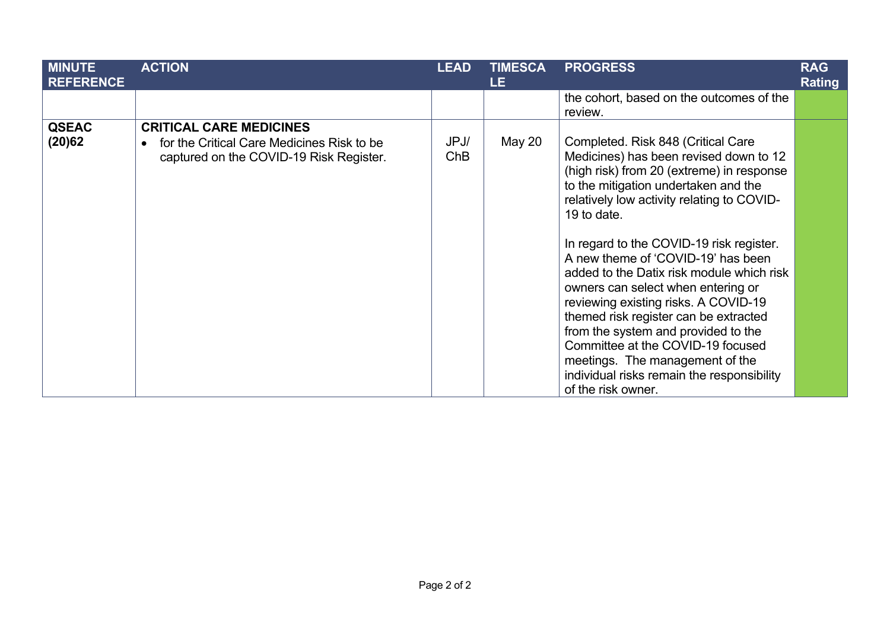| MINUTE REFERENCE | ACTION | LEAD | TIMESCALE | PROGRESS | RAG Rating |
|---|---|---|---|---|---|
| | | | | the cohort, based on the outcomes of the review. | |
| **QSEAC (20)62** | **CRITICAL CARE MEDICINES**<br>• for the Critical Care Medicines Risk to be captured on the COVID-19 Risk Register. | JPJ/ ChB | May 20 | Completed. Risk 848 (Critical Care Medicines) has been revised down to 12 (high risk) from 20 (extreme) in response to the mitigation undertaken and the relatively low activity relating to COVID-19 to date.<br><br>In regard to the COVID-19 risk register. A new theme of 'COVID-19' has been added to the Datix risk module which risk owners can select when entering or reviewing existing risks. A COVID-19 themed risk register can be extracted from the system and provided to the Committee at the COVID-19 focused meetings. The management of the individual risks remain the responsibility of the risk owner. | |